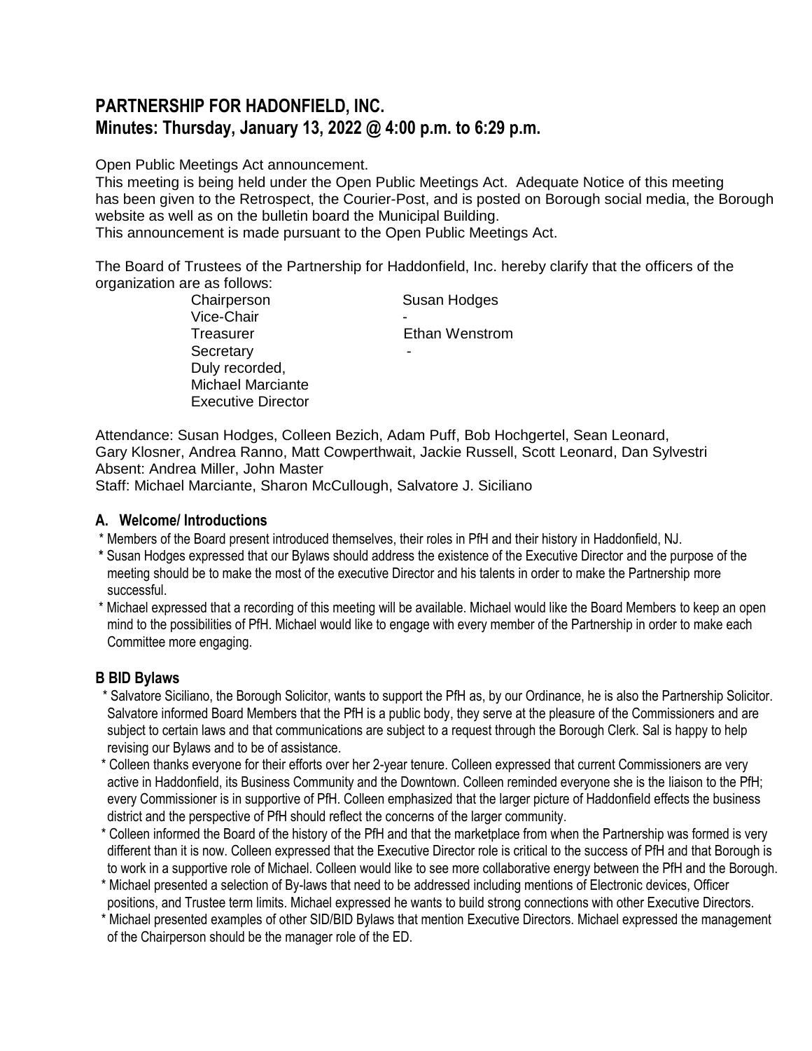## PARTNERSHIP FOR HADONFIELD, INC.
## Minutes: Thursday, January 13, 2022 @ 4:00 p.m. to 6:29 p.m.

Open Public Meetings Act announcement.

This meeting is being held under the Open Public Meetings Act. Adequate Notice of this meeting has been given to the Retrospect, the Courier-Post, and is posted on Borough social media, the Borough website as well as on the bulletin board the Municipal Building.

This announcement is made pursuant to the Open Public Meetings Act.

The Board of Trustees of the Partnership for Haddonfield, Inc. hereby clarify that the officers of the organization are as follows:

| | |
|---|---|
| Chairperson | Susan Hodges |
| Vice-Chair | - |
| Treasurer | Ethan Wenstrom |
| Secretary | - |

Duly recorded,
Michael Marciante
Executive Director

Attendance: Susan Hodges, Colleen Bezich, Adam Puff, Bob Hochgertel, Sean Leonard, Gary Klosner, Andrea Ranno, Matt Cowperthwait, Jackie Russell, Scott Leonard, Dan Sylvestri
Absent: Andrea Miller, John Master
Staff: Michael Marciante, Sharon McCullough, Salvatore J. Siciliano

### A. Welcome/ Introductions

- Members of the Board present introduced themselves, their roles in PfH and their history in Haddonfield, NJ.
- Susan Hodges expressed that our Bylaws should address the existence of the Executive Director and the purpose of the meeting should be to make the most of the executive Director and his talents in order to make the Partnership more successful.
- Michael expressed that a recording of this meeting will be available. Michael would like the Board Members to keep an open mind to the possibilities of PfH. Michael would like to engage with every member of the Partnership in order to make each Committee more engaging.

### B BID Bylaws

- Salvatore Siciliano, the Borough Solicitor, wants to support the PfH as, by our Ordinance, he is also the Partnership Solicitor. Salvatore informed Board Members that the PfH is a public body, they serve at the pleasure of the Commissioners and are subject to certain laws and that communications are subject to a request through the Borough Clerk. Sal is happy to help revising our Bylaws and to be of assistance.
- Colleen thanks everyone for their efforts over her 2-year tenure. Colleen expressed that current Commissioners are very active in Haddonfield, its Business Community and the Downtown. Colleen reminded everyone she is the liaison to the PfH; every Commissioner is in supportive of PfH. Colleen emphasized that the larger picture of Haddonfield effects the business district and the perspective of PfH should reflect the concerns of the larger community.
- Colleen informed the Board of the history of the PfH and that the marketplace from when the Partnership was formed is very different than it is now. Colleen expressed that the Executive Director role is critical to the success of PfH and that Borough is to work in a supportive role of Michael. Colleen would like to see more collaborative energy between the PfH and the Borough.
- Michael presented a selection of By-laws that need to be addressed including mentions of Electronic devices, Officer positions, and Trustee term limits. Michael expressed he wants to build strong connections with other Executive Directors.
- Michael presented examples of other SID/BID Bylaws that mention Executive Directors. Michael expressed the management of the Chairperson should be the manager role of the ED.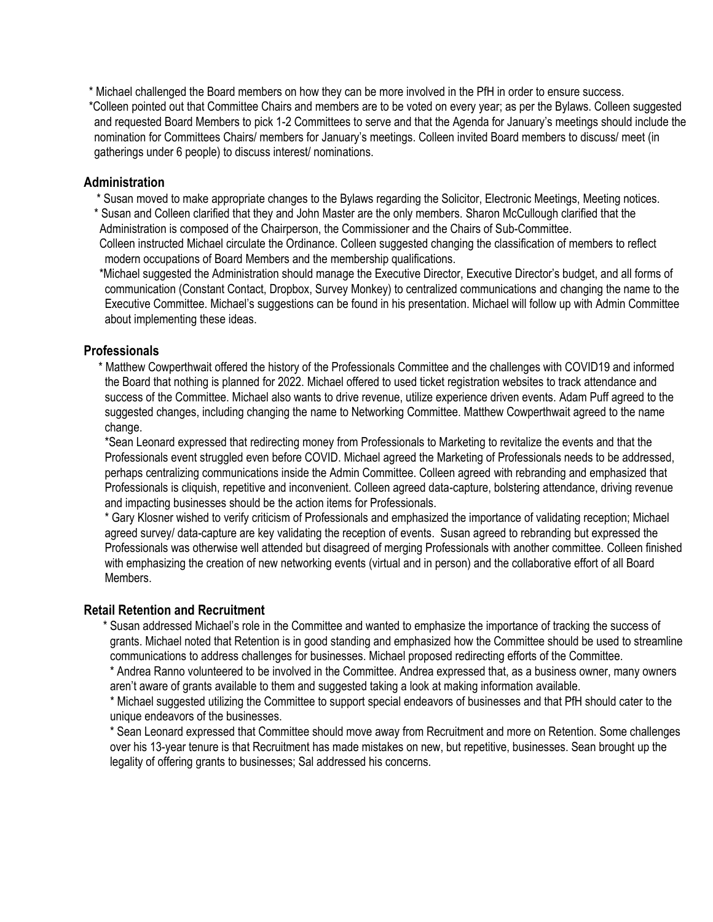* Michael challenged the Board members on how they can be more involved in the PfH in order to ensure success.
*Colleen pointed out that Committee Chairs and members are to be voted on every year; as per the Bylaws. Colleen suggested and requested Board Members to pick 1-2 Committees to serve and that the Agenda for January's meetings should include the nomination for Committees Chairs/ members for January's meetings. Colleen invited Board members to discuss/ meet (in gatherings under 6 people) to discuss interest/ nominations.

## Administration

* Susan moved to make appropriate changes to the Bylaws regarding the Solicitor, Electronic Meetings, Meeting notices.
* Susan and Colleen clarified that they and John Master are the only members. Sharon McCullough clarified that the Administration is composed of the Chairperson, the Commissioner and the Chairs of Sub-Committee.
  Colleen instructed Michael circulate the Ordinance. Colleen suggested changing the classification of members to reflect modern occupations of Board Members and the membership qualifications.
*Michael suggested the Administration should manage the Executive Director, Executive Director's budget, and all forms of communication (Constant Contact, Dropbox, Survey Monkey) to centralized communications and changing the name to the Executive Committee. Michael's suggestions can be found in his presentation. Michael will follow up with Admin Committee about implementing these ideas.

## Professionals

* Matthew Cowperthwait offered the history of the Professionals Committee and the challenges with COVID19 and informed the Board that nothing is planned for 2022. Michael offered to used ticket registration websites to track attendance and success of the Committee. Michael also wants to drive revenue, utilize experience driven events. Adam Puff agreed to the suggested changes, including changing the name to Networking Committee. Matthew Cowperthwait agreed to the name change.
  *Sean Leonard expressed that redirecting money from Professionals to Marketing to revitalize the events and that the Professionals event struggled even before COVID. Michael agreed the Marketing of Professionals needs to be addressed, perhaps centralizing communications inside the Admin Committee. Colleen agreed with rebranding and emphasized that Professionals is cliquish, repetitive and inconvenient. Colleen agreed data-capture, bolstering attendance, driving revenue and impacting businesses should be the action items for Professionals.
  * Gary Klosner wished to verify criticism of Professionals and emphasized the importance of validating reception; Michael agreed survey/ data-capture are key validating the reception of events. Susan agreed to rebranding but expressed the Professionals was otherwise well attended but disagreed of merging Professionals with another committee. Colleen finished with emphasizing the creation of new networking events (virtual and in person) and the collaborative effort of all Board Members.

## Retail Retention and Recruitment

* Susan addressed Michael's role in the Committee and wanted to emphasize the importance of tracking the success of grants. Michael noted that Retention is in good standing and emphasized how the Committee should be used to streamline communications to address challenges for businesses. Michael proposed redirecting efforts of the Committee.
  * Andrea Ranno volunteered to be involved in the Committee. Andrea expressed that, as a business owner, many owners aren't aware of grants available to them and suggested taking a look at making information available.
  * Michael suggested utilizing the Committee to support special endeavors of businesses and that PfH should cater to the unique endeavors of the businesses.
  * Sean Leonard expressed that Committee should move away from Recruitment and more on Retention. Some challenges over his 13-year tenure is that Recruitment has made mistakes on new, but repetitive, businesses. Sean brought up the legality of offering grants to businesses; Sal addressed his concerns.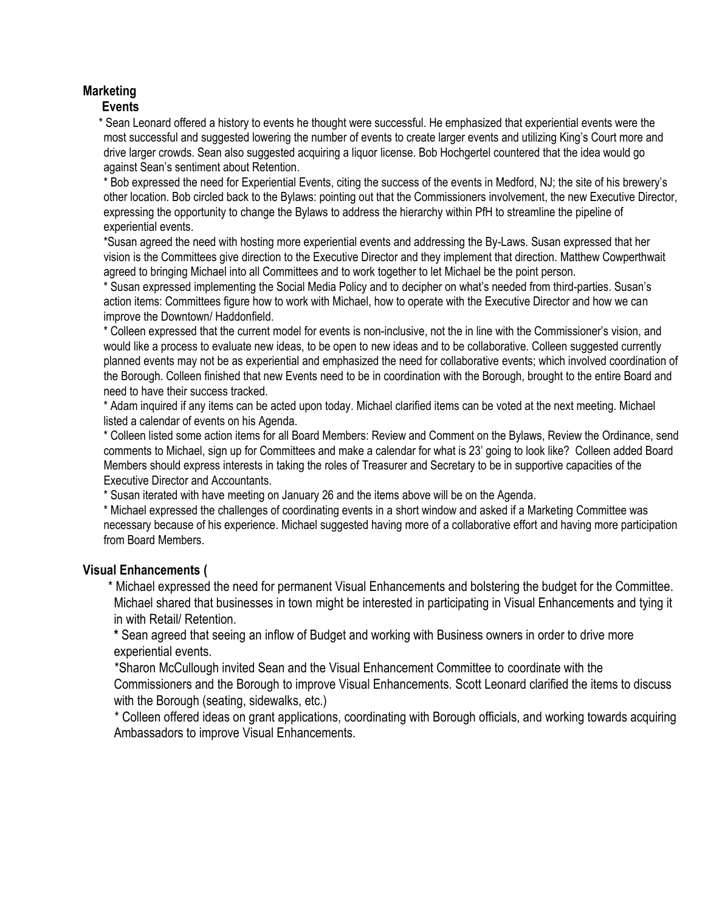## Marketing

### Events

* Sean Leonard offered a history to events he thought were successful. He emphasized that experiential events were the most successful and suggested lowering the number of events to create larger events and utilizing King's Court more and drive larger crowds. Sean also suggested acquiring a liquor license. Bob Hochgertel countered that the idea would go against Sean's sentiment about Retention.
* Bob expressed the need for Experiential Events, citing the success of the events in Medford, NJ; the site of his brewery's other location. Bob circled back to the Bylaws: pointing out that the Commissioners involvement, the new Executive Director, expressing the opportunity to change the Bylaws to address the hierarchy within PfH to streamline the pipeline of experiential events.
* Susan agreed the need with hosting more experiential events and addressing the By-Laws. Susan expressed that her vision is the Committees give direction to the Executive Director and they implement that direction. Matthew Cowperthwait agreed to bringing Michael into all Committees and to work together to let Michael be the point person.
* Susan expressed implementing the Social Media Policy and to decipher on what's needed from third-parties. Susan's action items: Committees figure how to work with Michael, how to operate with the Executive Director and how we can improve the Downtown/ Haddonfield.
* Colleen expressed that the current model for events is non-inclusive, not the in line with the Commissioner's vision, and would like a process to evaluate new ideas, to be open to new ideas and to be collaborative. Colleen suggested currently planned events may not be as experiential and emphasized the need for collaborative events; which involved coordination of the Borough. Colleen finished that new Events need to be in coordination with the Borough, brought to the entire Board and need to have their success tracked.
* Adam inquired if any items can be acted upon today. Michael clarified items can be voted at the next meeting. Michael listed a calendar of events on his Agenda.
* Colleen listed some action items for all Board Members: Review and Comment on the Bylaws, Review the Ordinance, send comments to Michael, sign up for Committees and make a calendar for what is 23' going to look like? Colleen added Board Members should express interests in taking the roles of Treasurer and Secretary to be in supportive capacities of the Executive Director and Accountants.
* Susan iterated with have meeting on January 26 and the items above will be on the Agenda.
* Michael expressed the challenges of coordinating events in a short window and asked if a Marketing Committee was necessary because of his experience. Michael suggested having more of a collaborative effort and having more participation from Board Members.

## Visual Enhancements (

* Michael expressed the need for permanent Visual Enhancements and bolstering the budget for the Committee. Michael shared that businesses in town might be interested in participating in Visual Enhancements and tying it in with Retail/ Retention.
* Sean agreed that seeing an inflow of Budget and working with Business owners in order to drive more experiential events.
* Sharon McCullough invited Sean and the Visual Enhancement Committee to coordinate with the Commissioners and the Borough to improve Visual Enhancements. Scott Leonard clarified the items to discuss with the Borough (seating, sidewalks, etc.)
* Colleen offered ideas on grant applications, coordinating with Borough officials, and working towards acquiring Ambassadors to improve Visual Enhancements.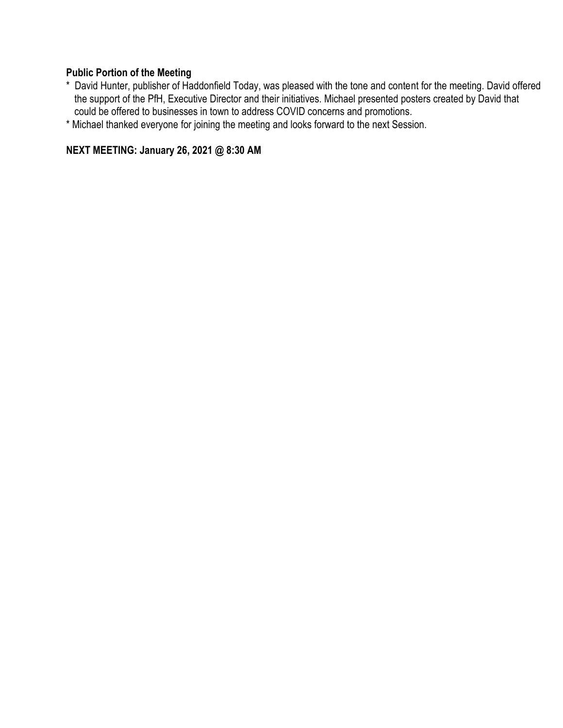**Public Portion of the Meeting**

* David Hunter, publisher of Haddonfield Today, was pleased with the tone and content for the meeting. David offered the support of the PfH, Executive Director and their initiatives. Michael presented posters created by David that could be offered to businesses in town to address COVID concerns and promotions.
* Michael thanked everyone for joining the meeting and looks forward to the next Session.

**NEXT MEETING: January 26, 2021 @ 8:30 AM**